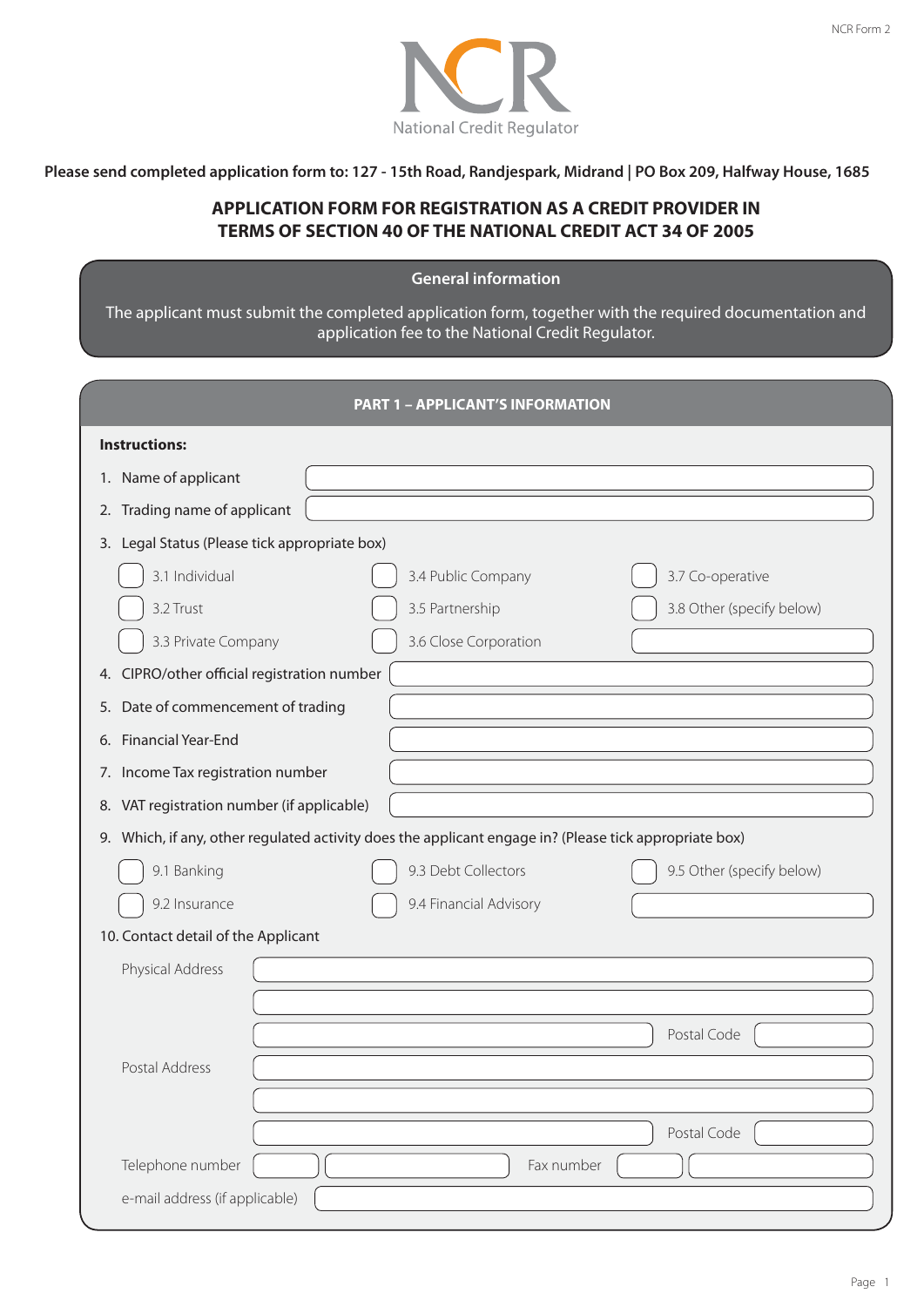National Credit Regulator

**Please send completed application form to: 127 - 15th Road, Randjespark, Midrand | PO Box 209, Halfway House, 1685**

# APPLICATION FORM FOR REGISTRATION AS A CREDIT PROVIDER IN TERMS OF SECTION 40 OF THE NATIONAL CREDIT ACT 34 OF 2005

## General information

The applicant must submit the completed application form, together with the required documentation and application fee to the National Credit Regulator.

## PART 1 – APPLICANT'S INFORMATION

**Instructions:**

1. Name of applicant
2. Trading name of applicant
3. Legal Status (Please tick appropriate box)
   - 3.1 Individual
   - 3.2 Trust
   - 3.3 Private Company
   - 3.4 Public Company
   - 3.5 Partnership
   - 3.6 Close Corporation
   - 3.7 Co-operative
   - 3.8 Other (specify below)
4. CIPRO/other official registration number
5. Date of commencement of trading
6. Financial Year-End
7. Income Tax registration number
8. VAT registration number (if applicable)
9. Which, if any, other regulated activity does the applicant engage in? (Please tick appropriate box)
   - 9.1 Banking
   - 9.2 Insurance
   - 9.3 Debt Collectors
   - 9.4 Financial Advisory
   - 9.5 Other (specify below)
10. Contact detail of the Applicant

Physical Address

Postal Code

Postal Address

Postal Code

Telephone number

Fax number

e-mail address (if applicable)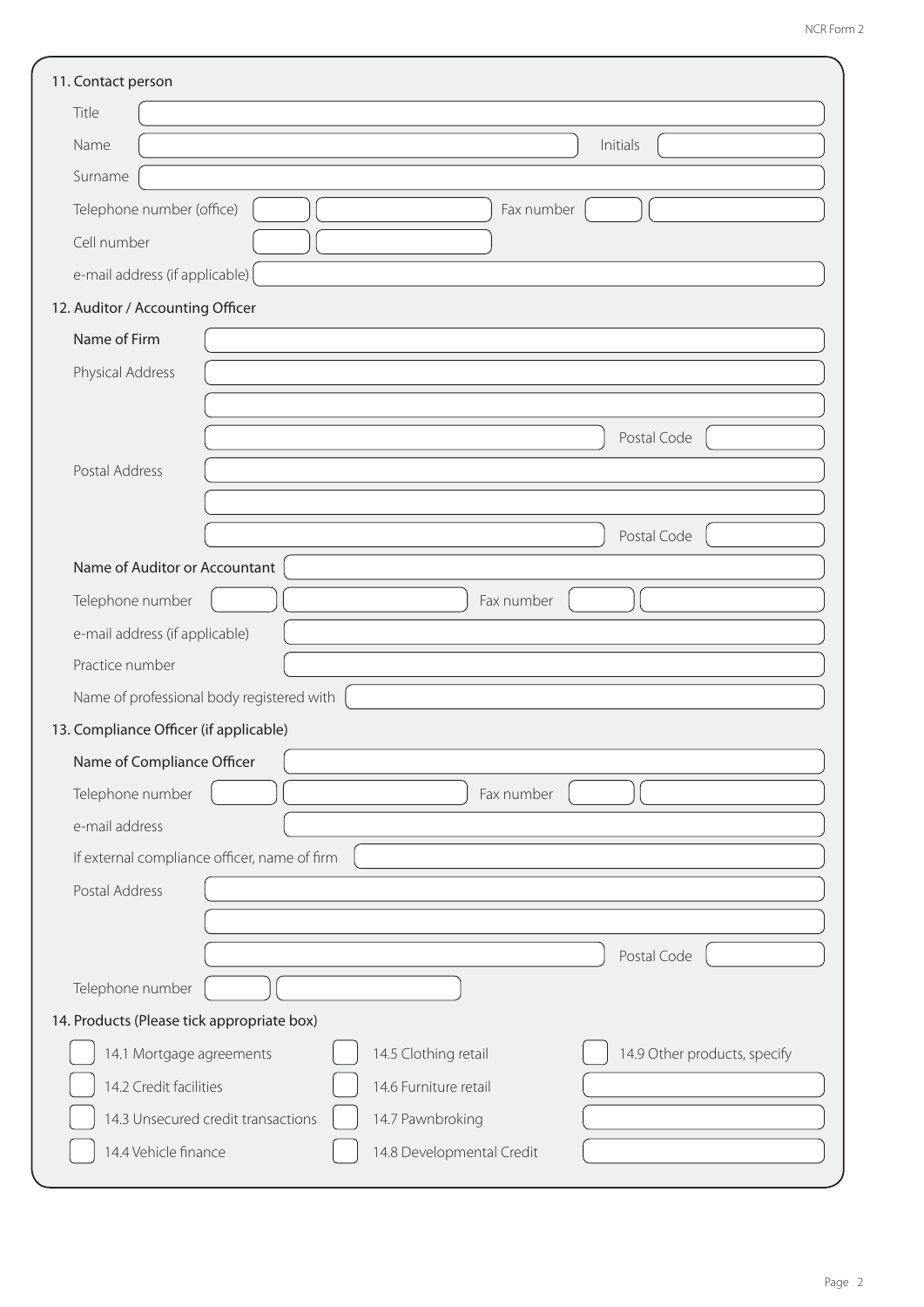## 11. Contact person

Title

Name | Initials

Surname

Telephone number (office) | Fax number

Cell number

e-mail address (if applicable)

## 12. Auditor / Accounting Officer

Name of Firm

Physical Address

Postal Code

Postal Address

Postal Code

Name of Auditor or Accountant

Telephone number | Fax number

e-mail address (if applicable)

Practice number

Name of professional body registered with

## 13. Compliance Officer (if applicable)

Name of Compliance Officer

Telephone number | Fax number

e-mail address

If external compliance officer, name of firm

Postal Address

Postal Code

Telephone number

## 14. Products (Please tick appropriate box)

- ☐ 14.1 Mortgage agreements
- ☐ 14.2 Credit facilities
- ☐ 14.3 Unsecured credit transactions
- ☐ 14.4 Vehicle finance
- ☐ 14.5 Clothing retail
- ☐ 14.6 Furniture retail
- ☐ 14.7 Pawnbroking
- ☐ 14.8 Developmental Credit
- ☐ 14.9 Other products, specify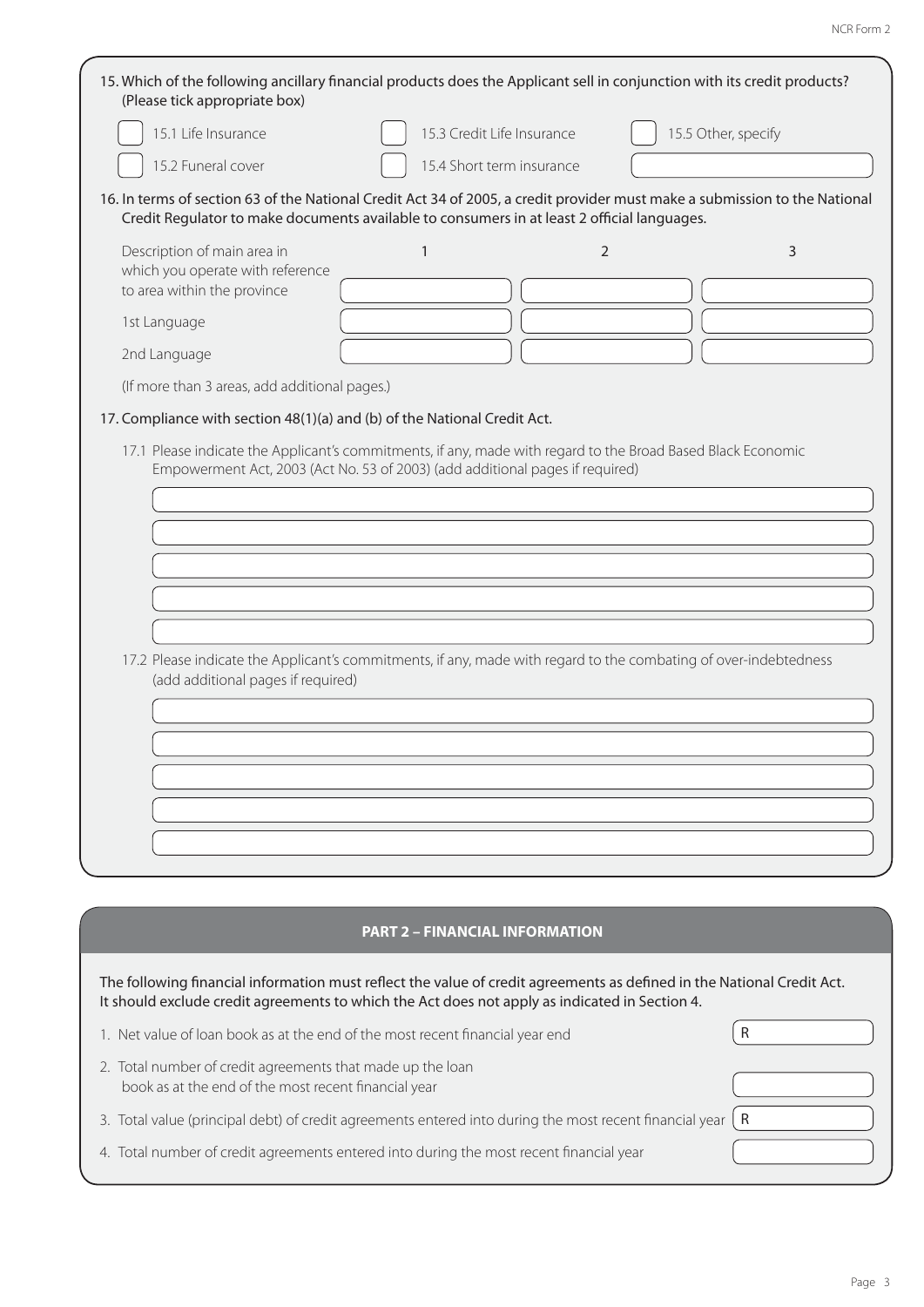15. Which of the following ancillary financial products does the Applicant sell in conjunction with its credit products? (Please tick appropriate box)

- [ ] 15.1 Life Insurance
- [ ] 15.2 Funeral cover
- [ ] 15.3 Credit Life Insurance
- [ ] 15.4 Short term insurance
- [ ] 15.5 Other, specify ______________

16. In terms of section 63 of the National Credit Act 34 of 2005, a credit provider must make a submission to the National Credit Regulator to make documents available to consumers in at least 2 official languages.

| | 1 | 2 | 3 |
|---|---|---|---|
| Description of main area in which you operate with reference to area within the province | | | |
| 1st Language | | | |
| 2nd Language | | | |

(If more than 3 areas, add additional pages.)

17. Compliance with section 48(1)(a) and (b) of the National Credit Act.

17.1 Please indicate the Applicant's commitments, if any, made with regard to the Broad Based Black Economic Empowerment Act, 2003 (Act No. 53 of 2003) (add additional pages if required)

______________

______________

______________

______________

______________

17.2 Please indicate the Applicant's commitments, if any, made with regard to the combating of over-indebtedness (add additional pages if required)

______________

______________

______________

______________

______________

## PART 2 – FINANCIAL INFORMATION

The following financial information must reflect the value of credit agreements as defined in the National Credit Act. It should exclude credit agreements to which the Act does not apply as indicated in Section 4.

| | |
|---|---|
| 1. Net value of loan book as at the end of the most recent financial year end | R |
| 2. Total number of credit agreements that made up the loan book as at the end of the most recent financial year | |
| 3. Total value (principal debt) of credit agreements entered into during the most recent financial year | R |
| 4. Total number of credit agreements entered into during the most recent financial year | |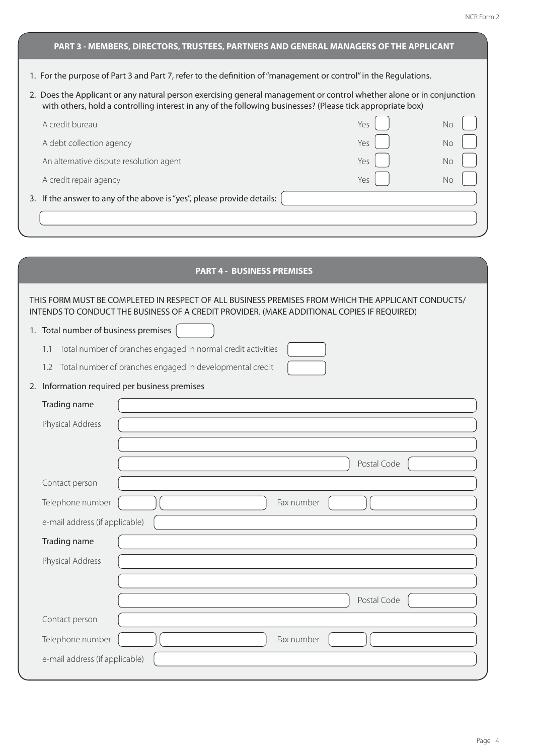## PART 3 - MEMBERS, DIRECTORS, TRUSTEES, PARTNERS AND GENERAL MANAGERS OF THE APPLICANT

1. For the purpose of Part 3 and Part 7, refer to the definition of "management or control" in the Regulations.
2. Does the Applicant or any natural person exercising general management or control whether alone or in conjunction with others, hold a controlling interest in any of the following businesses? (Please tick appropriate box)

| | | |
|---|---|---|
| A credit bureau | Yes ☐ | No ☐ |
| A debt collection agency | Yes ☐ | No ☐ |
| An alternative dispute resolution agent | Yes ☐ | No ☐ |
| A credit repair agency | Yes ☐ | No ☐ |

3. If the answer to any of the above is "yes", please provide details:

## PART 4 - BUSINESS PREMISES

THIS FORM MUST BE COMPLETED IN RESPECT OF ALL BUSINESS PREMISES FROM WHICH THE APPLICANT CONDUCTS/ INTENDS TO CONDUCT THE BUSINESS OF A CREDIT PROVIDER. (MAKE ADDITIONAL COPIES IF REQUIRED)

1. Total number of business premises
   - 1.1 Total number of branches engaged in normal credit activities
   - 1.2 Total number of branches engaged in developmental credit
2. Information required per business premises

Trading name

Physical Address

Postal Code

Contact person

Telephone number | Fax number

e-mail address (if applicable)

Trading name

Physical Address

Postal Code

Contact person

Telephone number | Fax number

e-mail address (if applicable)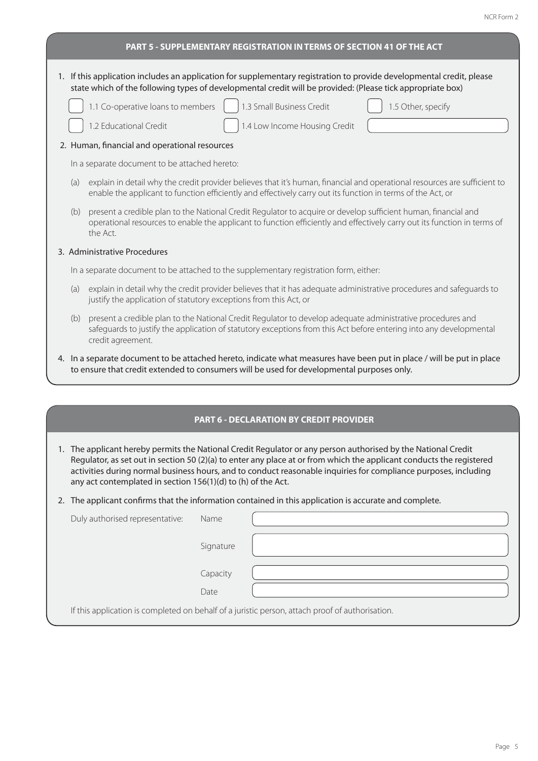## PART 5 - SUPPLEMENTARY REGISTRATION IN TERMS OF SECTION 41 OF THE ACT

1. If this application includes an application for supplementary registration to provide developmental credit, please state which of the following types of developmental credit will be provided: (Please tick appropriate box)

   - ☐ 1.1 Co-operative loans to members
   - ☐ 1.2 Educational Credit
   - ☐ 1.3 Small Business Credit
   - ☐ 1.4 Low Income Housing Credit
   - ☐ 1.5 Other, specify ____________________

2. Human, financial and operational resources

   In a separate document to be attached hereto:

   (a) explain in detail why the credit provider believes that it's human, financial and operational resources are sufficient to enable the applicant to function efficiently and effectively carry out its function in terms of the Act, or

   (b) present a credible plan to the National Credit Regulator to acquire or develop sufficient human, financial and operational resources to enable the applicant to function efficiently and effectively carry out its function in terms of the Act.

3. Administrative Procedures

   In a separate document to be attached to the supplementary registration form, either:

   (a) explain in detail why the credit provider believes that it has adequate administrative procedures and safeguards to justify the application of statutory exceptions from this Act, or

   (b) present a credible plan to the National Credit Regulator to develop adequate administrative procedures and safeguards to justify the application of statutory exceptions from this Act before entering into any developmental credit agreement.

4. In a separate document to be attached hereto, indicate what measures have been put in place / will be put in place to ensure that credit extended to consumers will be used for developmental purposes only.

## PART 6 - DECLARATION BY CREDIT PROVIDER

1. The applicant hereby permits the National Credit Regulator or any person authorised by the National Credit Regulator, as set out in section 50 (2)(a) to enter any place at or from which the applicant conducts the registered activities during normal business hours, and to conduct reasonable inquiries for compliance purposes, including any act contemplated in section 156(1)(d) to (h) of the Act.

2. The applicant confirms that the information contained in this application is accurate and complete.

Duly authorised representative:

| | |
|---|---|
| Name | |
| Signature | |
| Capacity | |
| Date | |

If this application is completed on behalf of a juristic person, attach proof of authorisation.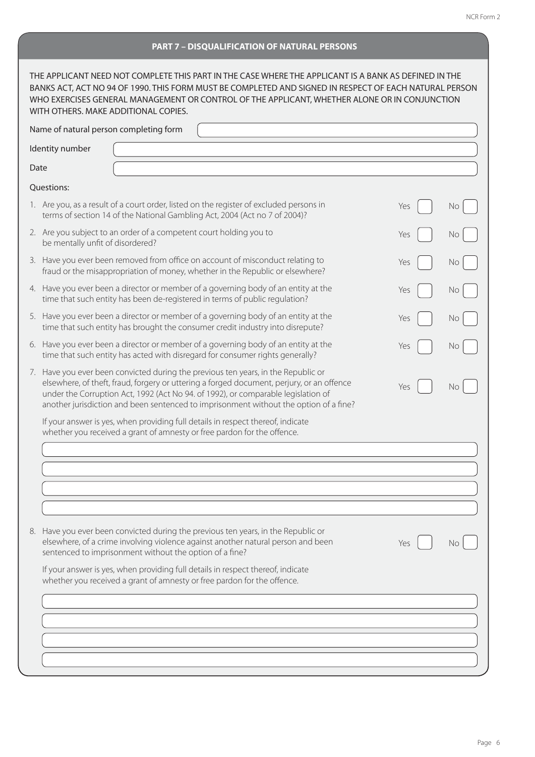## PART 7 – DISQUALIFICATION OF NATURAL PERSONS

THE APPLICANT NEED NOT COMPLETE THIS PART IN THE CASE WHERE THE APPLICANT IS A BANK AS DEFINED IN THE BANKS ACT, ACT NO 94 OF 1990. THIS FORM MUST BE COMPLETED AND SIGNED IN RESPECT OF EACH NATURAL PERSON WHO EXERCISES GENERAL MANAGEMENT OR CONTROL OF THE APPLICANT, WHETHER ALONE OR IN CONJUNCTION WITH OTHERS. MAKE ADDITIONAL COPIES.

Name of natural person completing form: ______________________

Identity number: ______________________

Date: ______________________

Questions:

1. Are you, as a result of a court order, listed on the register of excluded persons in terms of section 14 of the National Gambling Act, 2004 (Act no 7 of 2004)? Yes ☐ No ☐
2. Are you subject to an order of a competent court holding you to be mentally unfit of disordered? Yes ☐ No ☐
3. Have you ever been removed from office on account of misconduct relating to fraud or the misappropriation of money, whether in the Republic or elsewhere? Yes ☐ No ☐
4. Have you ever been a director or member of a governing body of an entity at the time that such entity has been de-registered in terms of public regulation? Yes ☐ No ☐
5. Have you ever been a director or member of a governing body of an entity at the time that such entity has brought the consumer credit industry into disrepute? Yes ☐ No ☐
6. Have you ever been a director or member of a governing body of an entity at the time that such entity has acted with disregard for consumer rights generally? Yes ☐ No ☐
7. Have you ever been convicted during the previous ten years, in the Republic or elsewhere, of theft, fraud, forgery or uttering a forged document, perjury, or an offence under the Corruption Act, 1992 (Act No 94. of 1992), or comparable legislation of another jurisdiction and been sentenced to imprisonment without the option of a fine? Yes ☐ No ☐

   If your answer is yes, when providing full details in respect thereof, indicate whether you received a grant of amnesty or free pardon for the offence.

   ______________________

   ______________________

   ______________________

   ______________________

8. Have you ever been convicted during the previous ten years, in the Republic or elsewhere, of a crime involving violence against another natural person and been sentenced to imprisonment without the option of a fine? Yes ☐ No ☐

   If your answer is yes, when providing full details in respect thereof, indicate whether you received a grant of amnesty or free pardon for the offence.

   ______________________

   ______________________

   ______________________

   ______________________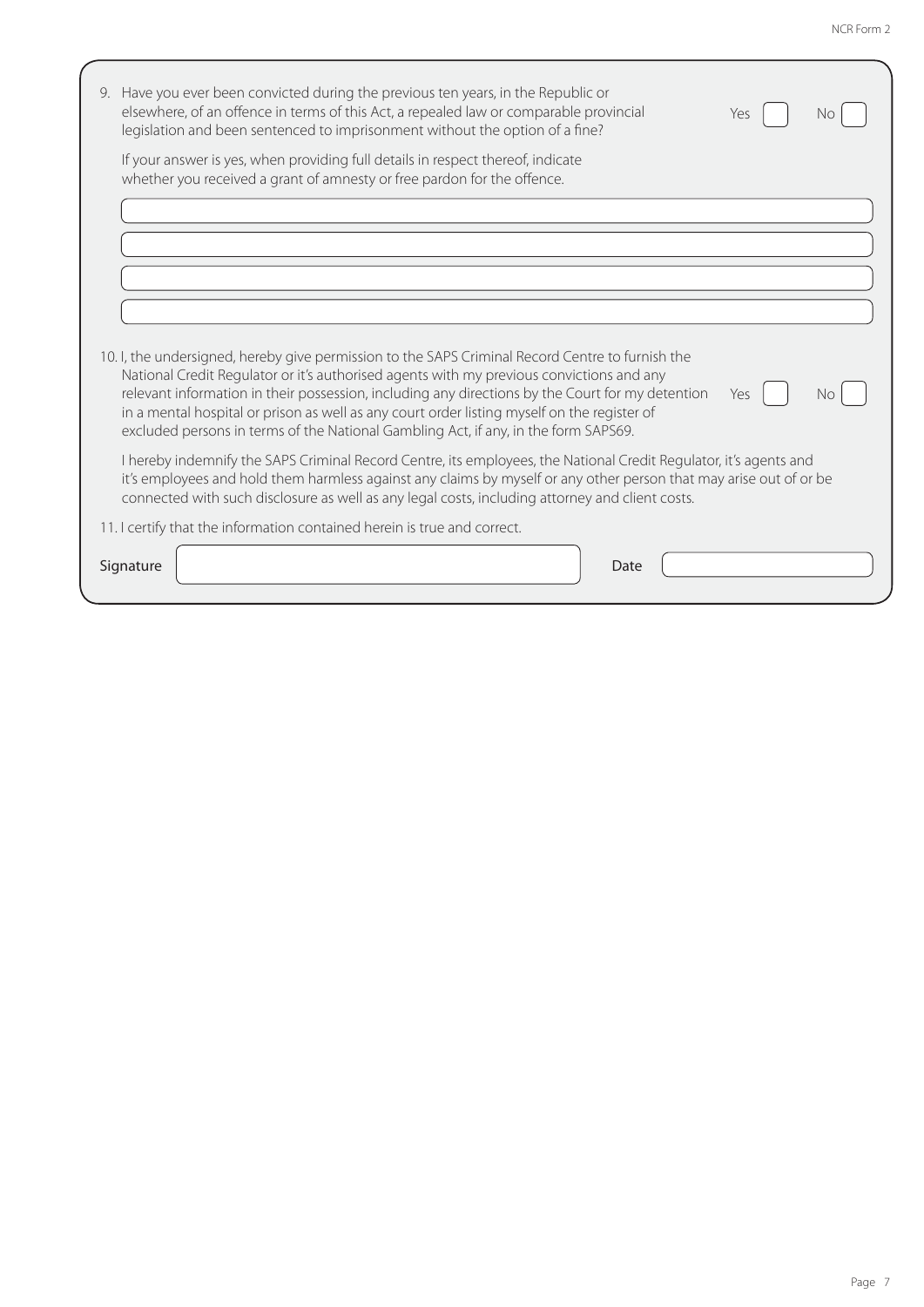9. Have you ever been convicted during the previous ten years, in the Republic or elsewhere, of an offence in terms of this Act, a repealed law or comparable provincial legislation and been sentenced to imprisonment without the option of a fine? Yes ☐ No ☐

   If your answer is yes, when providing full details in respect thereof, indicate whether you received a grant of amnesty or free pardon for the offence.

   ______________________________________________

   ______________________________________________

   ______________________________________________

   ______________________________________________

10. I, the undersigned, hereby give permission to the SAPS Criminal Record Centre to furnish the National Credit Regulator or it's authorised agents with my previous convictions and any relevant information in their possession, including any directions by the Court for my detention in a mental hospital or prison as well as any court order listing myself on the register of excluded persons in terms of the National Gambling Act, if any, in the form SAPS69. Yes ☐ No ☐

    I hereby indemnify the SAPS Criminal Record Centre, its employees, the National Credit Regulator, it's agents and it's employees and hold them harmless against any claims by myself or any other person that may arise out of or be connected with such disclosure as well as any legal costs, including attorney and client costs.

11. I certify that the information contained herein is true and correct.

Signature ______________________ Date ______________